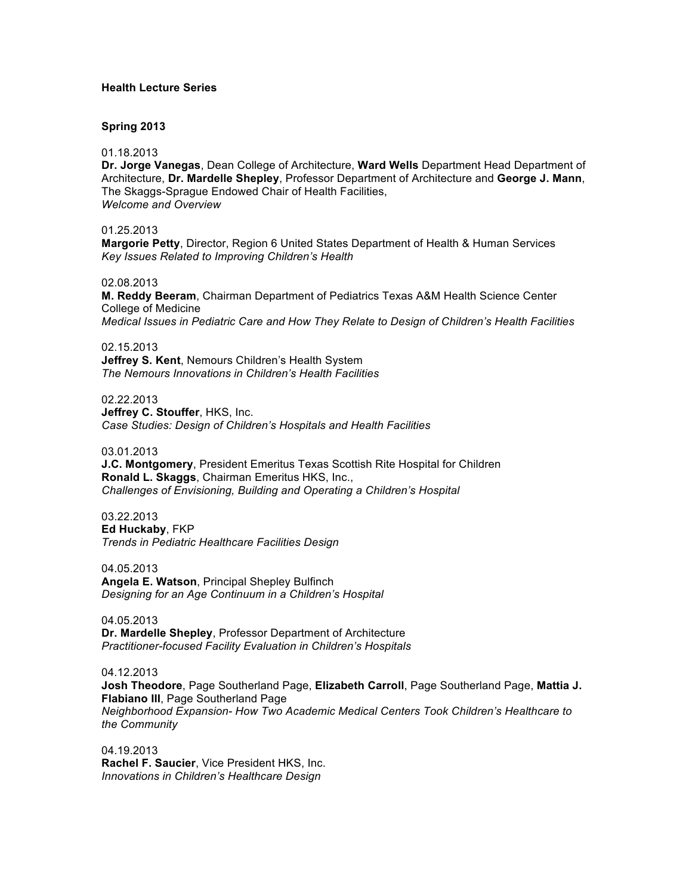**Health Lecture Series**

**Spring 2013**

01.18.2013
**Dr. Jorge Vanegas**, Dean College of Architecture, **Ward Wells** Department Head Department of Architecture, **Dr. Mardelle Shepley**, Professor Department of Architecture and **George J. Mann**, The Skaggs-Sprague Endowed Chair of Health Facilities,
*Welcome and Overview*

01.25.2013
**Margorie Petty**, Director, Region 6 United States Department of Health & Human Services
*Key Issues Related to Improving Children's Health*

02.08.2013
**M. Reddy Beeram**, Chairman Department of Pediatrics Texas A&M Health Science Center College of Medicine
*Medical Issues in Pediatric Care and How They Relate to Design of Children's Health Facilities*

02.15.2013
**Jeffrey S. Kent**, Nemours Children's Health System
*The Nemours Innovations in Children's Health Facilities*

02.22.2013
**Jeffrey C. Stouffer**, HKS, Inc.
*Case Studies: Design of Children's Hospitals and Health Facilities*

03.01.2013
**J.C. Montgomery**, President Emeritus Texas Scottish Rite Hospital for Children
**Ronald L. Skaggs**, Chairman Emeritus HKS, Inc.,
*Challenges of Envisioning, Building and Operating a Children's Hospital*

03.22.2013
**Ed Huckaby**, FKP
*Trends in Pediatric Healthcare Facilities Design*

04.05.2013
**Angela E. Watson**, Principal Shepley Bulfinch
*Designing for an Age Continuum in a Children's Hospital*

04.05.2013
**Dr. Mardelle Shepley**, Professor Department of Architecture
*Practitioner-focused Facility Evaluation in Children's Hospitals*

04.12.2013
**Josh Theodore**, Page Southerland Page, **Elizabeth Carroll**, Page Southerland Page, **Mattia J. Flabiano III**, Page Southerland Page
*Neighborhood Expansion- How Two Academic Medical Centers Took Children's Healthcare to the Community*

04.19.2013
**Rachel F. Saucier**, Vice President HKS, Inc.
*Innovations in Children's Healthcare Design*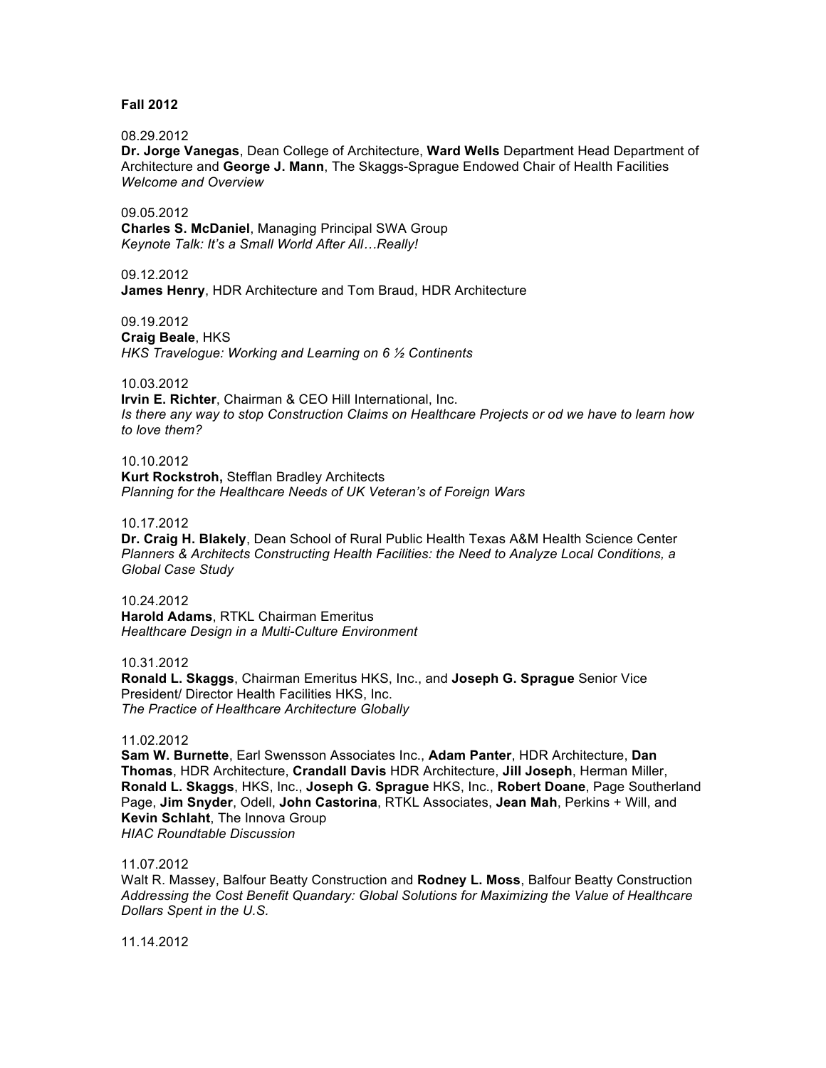**Fall 2012**

08.29.2012
**Dr. Jorge Vanegas**, Dean College of Architecture, **Ward Wells** Department Head Department of Architecture and **George J. Mann**, The Skaggs-Sprague Endowed Chair of Health Facilities
*Welcome and Overview*

09.05.2012
**Charles S. McDaniel**, Managing Principal SWA Group
*Keynote Talk: It's a Small World After All…Really!*

09.12.2012
**James Henry**, HDR Architecture and Tom Braud, HDR Architecture

09.19.2012
**Craig Beale**, HKS
*HKS Travelogue: Working and Learning on 6 ½ Continents*

10.03.2012
**Irvin E. Richter**, Chairman & CEO Hill International, Inc.
*Is there any way to stop Construction Claims on Healthcare Projects or od we have to learn how to love them?*

10.10.2012
**Kurt Rockstroh,** Stefflan Bradley Architects
*Planning for the Healthcare Needs of UK Veteran's of Foreign Wars*

10.17.2012
**Dr. Craig H. Blakely**, Dean School of Rural Public Health Texas A&M Health Science Center
*Planners & Architects Constructing Health Facilities: the Need to Analyze Local Conditions, a Global Case Study*

10.24.2012
**Harold Adams**, RTKL Chairman Emeritus
*Healthcare Design in a Multi-Culture Environment*

10.31.2012
**Ronald L. Skaggs**, Chairman Emeritus HKS, Inc., and **Joseph G. Sprague** Senior Vice President/ Director Health Facilities HKS, Inc.
*The Practice of Healthcare Architecture Globally*

11.02.2012
**Sam W. Burnette**, Earl Swensson Associates Inc., **Adam Panter**, HDR Architecture, **Dan Thomas**, HDR Architecture, **Crandall Davis** HDR Architecture, **Jill Joseph**, Herman Miller, **Ronald L. Skaggs**, HKS, Inc., **Joseph G. Sprague** HKS, Inc., **Robert Doane**, Page Southerland Page, **Jim Snyder**, Odell, **John Castorina**, RTKL Associates, **Jean Mah**, Perkins + Will, and **Kevin Schlaht**, The Innova Group
*HIAC Roundtable Discussion*

11.07.2012
Walt R. Massey, Balfour Beatty Construction and **Rodney L. Moss**, Balfour Beatty Construction
*Addressing the Cost Benefit Quandary: Global Solutions for Maximizing the Value of Healthcare Dollars Spent in the U.S.*

11.14.2012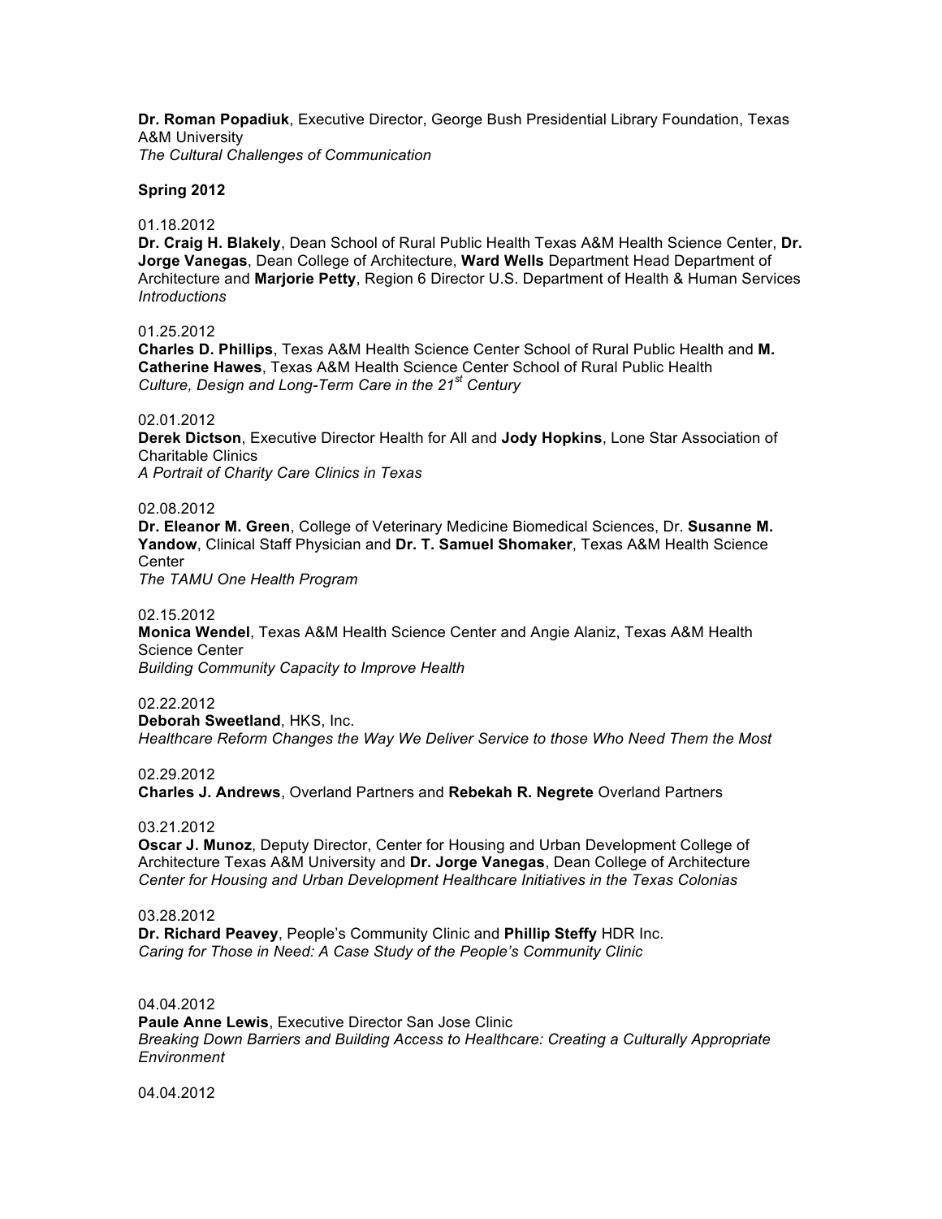**Dr. Roman Popadiuk**, Executive Director, George Bush Presidential Library Foundation, Texas A&M University
*The Cultural Challenges of Communication*

**Spring 2012**

01.18.2012
**Dr. Craig H. Blakely**, Dean School of Rural Public Health Texas A&M Health Science Center, **Dr. Jorge Vanegas**, Dean College of Architecture, **Ward Wells** Department Head Department of Architecture and **Marjorie Petty**, Region 6 Director U.S. Department of Health & Human Services
*Introductions*

01.25.2012
**Charles D. Phillips**, Texas A&M Health Science Center School of Rural Public Health and **M. Catherine Hawes**, Texas A&M Health Science Center School of Rural Public Health
*Culture, Design and Long-Term Care in the 21st Century*

02.01.2012
**Derek Dictson**, Executive Director Health for All and **Jody Hopkins**, Lone Star Association of Charitable Clinics
*A Portrait of Charity Care Clinics in Texas*

02.08.2012
**Dr. Eleanor M. Green**, College of Veterinary Medicine Biomedical Sciences, Dr. **Susanne M. Yandow**, Clinical Staff Physician and **Dr. T. Samuel Shomaker**, Texas A&M Health Science Center
*The TAMU One Health Program*

02.15.2012
**Monica Wendel**, Texas A&M Health Science Center and Angie Alaniz, Texas A&M Health Science Center
*Building Community Capacity to Improve Health*

02.22.2012
**Deborah Sweetland**, HKS, Inc.
*Healthcare Reform Changes the Way We Deliver Service to those Who Need Them the Most*

02.29.2012
**Charles J. Andrews**, Overland Partners and **Rebekah R. Negrete** Overland Partners

03.21.2012
**Oscar J. Munoz**, Deputy Director, Center for Housing and Urban Development College of Architecture Texas A&M University and **Dr. Jorge Vanegas**, Dean College of Architecture
*Center for Housing and Urban Development Healthcare Initiatives in the Texas Colonias*

03.28.2012
**Dr. Richard Peavey**, People's Community Clinic and **Phillip Steffy** HDR Inc.
*Caring for Those in Need: A Case Study of the People's Community Clinic*

04.04.2012
**Paule Anne Lewis**, Executive Director San Jose Clinic
*Breaking Down Barriers and Building Access to Healthcare: Creating a Culturally Appropriate Environment*

04.04.2012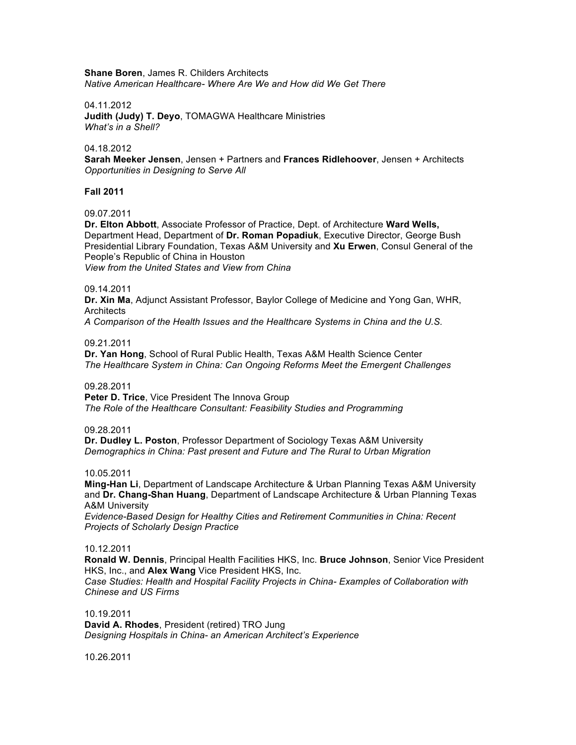**Shane Boren**, James R. Childers Architects
*Native American Healthcare- Where Are We and How did We Get There*

04.11.2012
**Judith (Judy) T. Deyo**, TOMAGWA Healthcare Ministries
*What's in a Shell?*

04.18.2012
**Sarah Meeker Jensen**, Jensen + Partners and **Frances Ridlehoover**, Jensen + Architects
*Opportunities in Designing to Serve All*

**Fall 2011**

09.07.2011
**Dr. Elton Abbott**, Associate Professor of Practice, Dept. of Architecture **Ward Wells,** Department Head, Department of **Dr. Roman Popadiuk**, Executive Director, George Bush Presidential Library Foundation, Texas A&M University and **Xu Erwen**, Consul General of the People's Republic of China in Houston
*View from the United States and View from China*

09.14.2011
**Dr. Xin Ma**, Adjunct Assistant Professor, Baylor College of Medicine and Yong Gan, WHR, Architects
*A Comparison of the Health Issues and the Healthcare Systems in China and the U.S.*

09.21.2011
**Dr. Yan Hong**, School of Rural Public Health, Texas A&M Health Science Center
*The Healthcare System in China: Can Ongoing Reforms Meet the Emergent Challenges*

09.28.2011
**Peter D. Trice**, Vice President The Innova Group
*The Role of the Healthcare Consultant: Feasibility Studies and Programming*

09.28.2011
**Dr. Dudley L. Poston**, Professor Department of Sociology Texas A&M University
*Demographics in China: Past present and Future and The Rural to Urban Migration*

10.05.2011
**Ming-Han Li**, Department of Landscape Architecture & Urban Planning Texas A&M University and **Dr. Chang-Shan Huang**, Department of Landscape Architecture & Urban Planning Texas A&M University
*Evidence-Based Design for Healthy Cities and Retirement Communities in China: Recent Projects of Scholarly Design Practice*

10.12.2011
**Ronald W. Dennis**, Principal Health Facilities HKS, Inc. **Bruce Johnson**, Senior Vice President HKS, Inc., and **Alex Wang** Vice President HKS, Inc.
*Case Studies: Health and Hospital Facility Projects in China- Examples of Collaboration with Chinese and US Firms*

10.19.2011
**David A. Rhodes**, President (retired) TRO Jung
*Designing Hospitals in China- an American Architect's Experience*

10.26.2011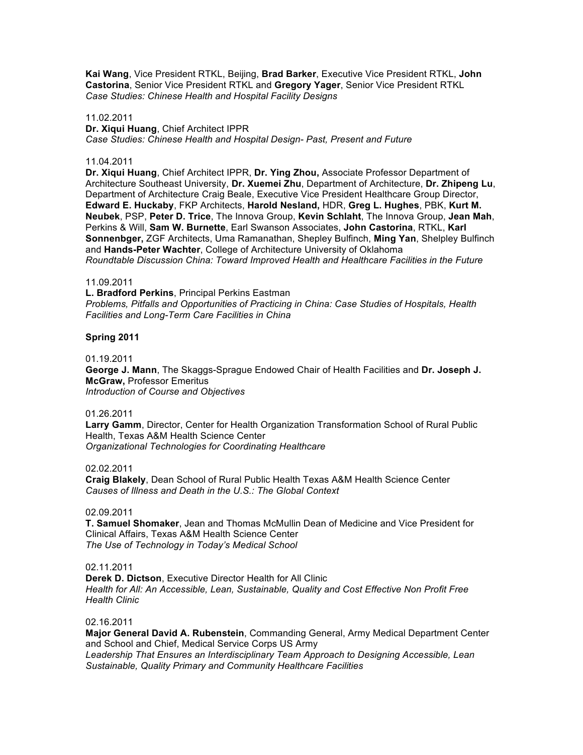**Kai Wang**, Vice President RTKL, Beijing, **Brad Barker**, Executive Vice President RTKL, **John Castorina**, Senior Vice President RTKL and **Gregory Yager**, Senior Vice President RTKL
*Case Studies: Chinese Health and Hospital Facility Designs*

11.02.2011
**Dr. Xiqui Huang**, Chief Architect IPPR
*Case Studies: Chinese Health and Hospital Design- Past, Present and Future*

11.04.2011
**Dr. Xiqui Huang**, Chief Architect IPPR, **Dr. Ying Zhou,** Associate Professor Department of Architecture Southeast University, **Dr. Xuemei Zhu**, Department of Architecture, **Dr. Zhipeng Lu**, Department of Architecture Craig Beale, Executive Vice President Healthcare Group Director, **Edward E. Huckaby**, FKP Architects, **Harold Nesland,** HDR, **Greg L. Hughes**, PBK, **Kurt M. Neubek**, PSP, **Peter D. Trice**, The Innova Group, **Kevin Schlaht**, The Innova Group, **Jean Mah**, Perkins & Will, **Sam W. Burnette**, Earl Swanson Associates, **John Castorina**, RTKL, **Karl Sonnenbger,** ZGF Architects, Uma Ramanathan, Shepley Bulfinch, **Ming Yan**, Shelpley Bulfinch and **Hands-Peter Wachter**, College of Architecture University of Oklahoma
*Roundtable Discussion China: Toward Improved Health and Healthcare Facilities in the Future*

11.09.2011
**L. Bradford Perkins**, Principal Perkins Eastman
*Problems, Pitfalls and Opportunities of Practicing in China: Case Studies of Hospitals, Health Facilities and Long-Term Care Facilities in China*

**Spring 2011**

01.19.2011
**George J. Mann**, The Skaggs-Sprague Endowed Chair of Health Facilities and **Dr. Joseph J. McGraw,** Professor Emeritus
*Introduction of Course and Objectives*

01.26.2011
**Larry Gamm**, Director, Center for Health Organization Transformation School of Rural Public Health, Texas A&M Health Science Center
*Organizational Technologies for Coordinating Healthcare*

02.02.2011
**Craig Blakely**, Dean School of Rural Public Health Texas A&M Health Science Center
*Causes of Illness and Death in the U.S.: The Global Context*

02.09.2011
**T. Samuel Shomaker**, Jean and Thomas McMullin Dean of Medicine and Vice President for Clinical Affairs, Texas A&M Health Science Center
*The Use of Technology in Today's Medical School*

02.11.2011
**Derek D. Dictson**, Executive Director Health for All Clinic
*Health for All: An Accessible, Lean, Sustainable, Quality and Cost Effective Non Profit Free Health Clinic*

02.16.2011
**Major General David A. Rubenstein**, Commanding General, Army Medical Department Center and School and Chief, Medical Service Corps US Army
*Leadership That Ensures an Interdisciplinary Team Approach to Designing Accessible, Lean Sustainable, Quality Primary and Community Healthcare Facilities*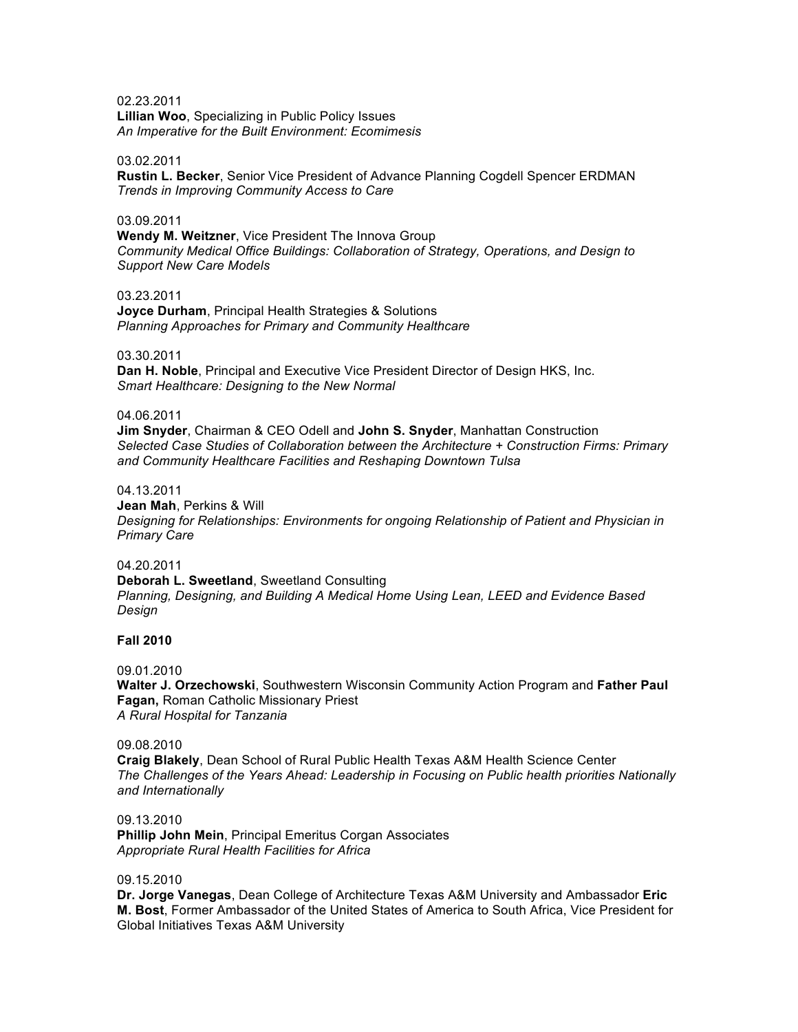02.23.2011
**Lillian Woo**, Specializing in Public Policy Issues
*An Imperative for the Built Environment: Ecomimesis*

03.02.2011
**Rustin L. Becker**, Senior Vice President of Advance Planning Cogdell Spencer ERDMAN
*Trends in Improving Community Access to Care*

03.09.2011
**Wendy M. Weitzner**, Vice President The Innova Group
*Community Medical Office Buildings: Collaboration of Strategy, Operations, and Design to Support New Care Models*

03.23.2011
**Joyce Durham**, Principal Health Strategies & Solutions
*Planning Approaches for Primary and Community Healthcare*

03.30.2011
**Dan H. Noble**, Principal and Executive Vice President Director of Design HKS, Inc.
*Smart Healthcare: Designing to the New Normal*

04.06.2011
**Jim Snyder**, Chairman & CEO Odell and **John S. Snyder**, Manhattan Construction
*Selected Case Studies of Collaboration between the Architecture + Construction Firms: Primary and Community Healthcare Facilities and Reshaping Downtown Tulsa*

04.13.2011
**Jean Mah**, Perkins & Will
*Designing for Relationships: Environments for ongoing Relationship of Patient and Physician in Primary Care*

04.20.2011
**Deborah L. Sweetland**, Sweetland Consulting
*Planning, Designing, and Building A Medical Home Using Lean, LEED and Evidence Based Design*

**Fall 2010**

09.01.2010
**Walter J. Orzechowski**, Southwestern Wisconsin Community Action Program and **Father Paul Fagan,** Roman Catholic Missionary Priest
*A Rural Hospital for Tanzania*

09.08.2010
**Craig Blakely**, Dean School of Rural Public Health Texas A&M Health Science Center
*The Challenges of the Years Ahead: Leadership in Focusing on Public health priorities Nationally and Internationally*

09.13.2010
**Phillip John Mein**, Principal Emeritus Corgan Associates
*Appropriate Rural Health Facilities for Africa*

09.15.2010
**Dr. Jorge Vanegas**, Dean College of Architecture Texas A&M University and Ambassador **Eric M. Bost**, Former Ambassador of the United States of America to South Africa, Vice President for Global Initiatives Texas A&M University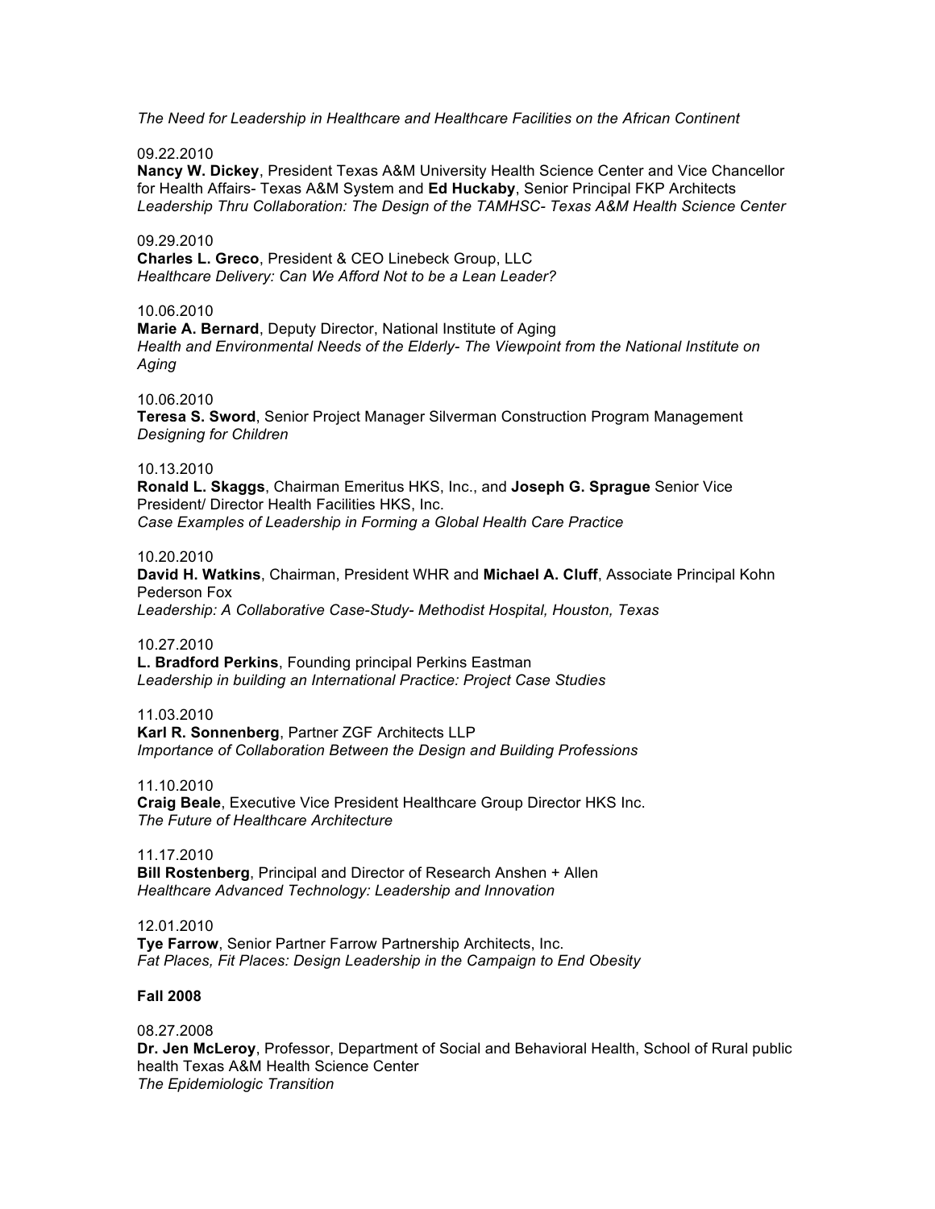*The Need for Leadership in Healthcare and Healthcare Facilities on the African Continent*

09.22.2010
**Nancy W. Dickey**, President Texas A&M University Health Science Center and Vice Chancellor for Health Affairs- Texas A&M System and **Ed Huckaby**, Senior Principal FKP Architects
*Leadership Thru Collaboration: The Design of the TAMHSC- Texas A&M Health Science Center*

09.29.2010
**Charles L. Greco**, President & CEO Linebeck Group, LLC
*Healthcare Delivery: Can We Afford Not to be a Lean Leader?*

10.06.2010
**Marie A. Bernard**, Deputy Director, National Institute of Aging
*Health and Environmental Needs of the Elderly- The Viewpoint from the National Institute on Aging*

10.06.2010
**Teresa S. Sword**, Senior Project Manager Silverman Construction Program Management
*Designing for Children*

10.13.2010
**Ronald L. Skaggs**, Chairman Emeritus HKS, Inc., and **Joseph G. Sprague** Senior Vice President/ Director Health Facilities HKS, Inc.
*Case Examples of Leadership in Forming a Global Health Care Practice*

10.20.2010
**David H. Watkins**, Chairman, President WHR and **Michael A. Cluff**, Associate Principal Kohn Pederson Fox
*Leadership: A Collaborative Case-Study- Methodist Hospital, Houston, Texas*

10.27.2010
**L. Bradford Perkins**, Founding principal Perkins Eastman
*Leadership in building an International Practice: Project Case Studies*

11.03.2010
**Karl R. Sonnenberg**, Partner ZGF Architects LLP
*Importance of Collaboration Between the Design and Building Professions*

11.10.2010
**Craig Beale**, Executive Vice President Healthcare Group Director HKS Inc.
*The Future of Healthcare Architecture*

11.17.2010
**Bill Rostenberg**, Principal and Director of Research Anshen + Allen
*Healthcare Advanced Technology: Leadership and Innovation*

12.01.2010
**Tye Farrow**, Senior Partner Farrow Partnership Architects, Inc.
*Fat Places, Fit Places: Design Leadership in the Campaign to End Obesity*

**Fall 2008**

08.27.2008
**Dr. Jen McLeroy**, Professor, Department of Social and Behavioral Health, School of Rural public health Texas A&M Health Science Center
*The Epidemiologic Transition*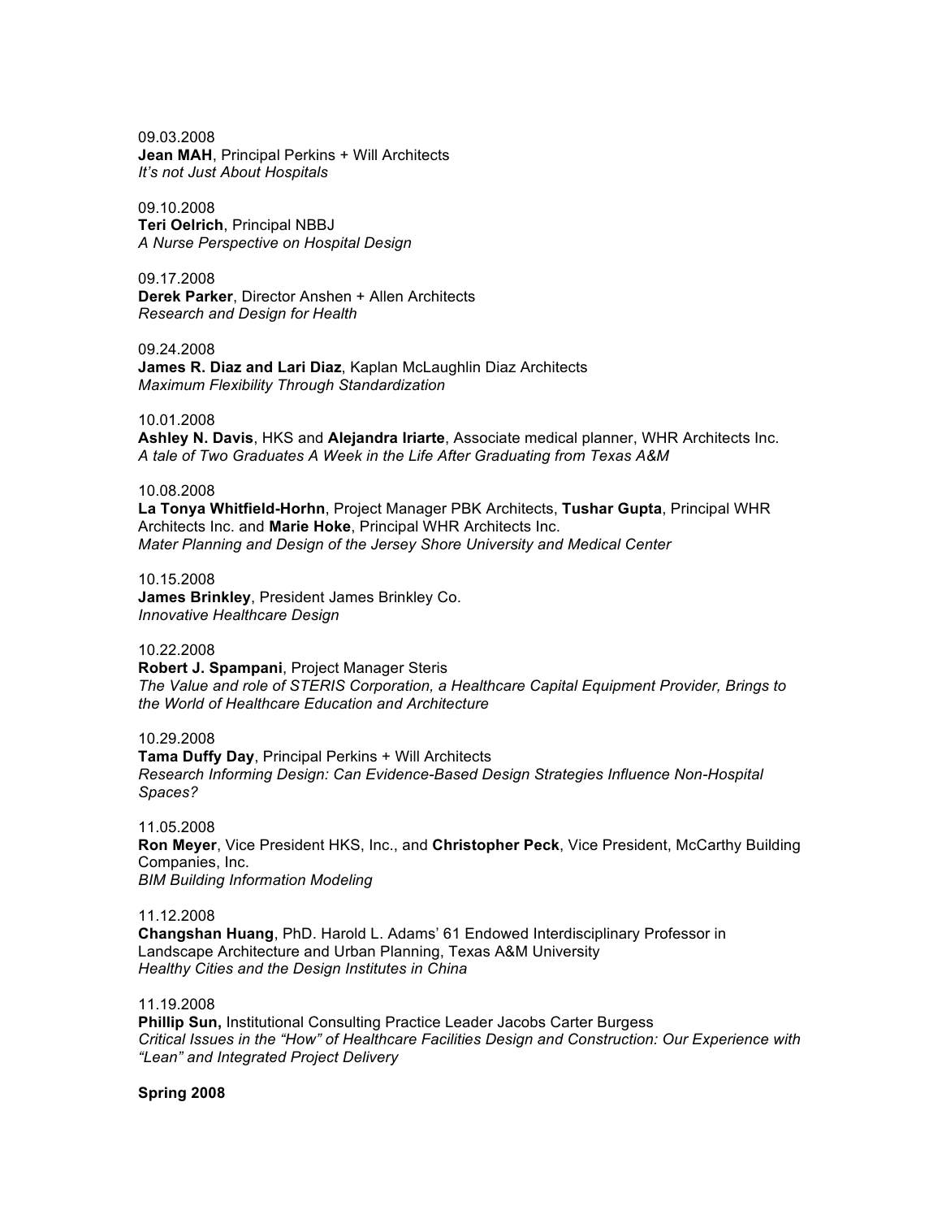09.03.2008
**Jean MAH**, Principal Perkins + Will Architects
*It's not Just About Hospitals*

09.10.2008
**Teri Oelrich**, Principal NBBJ
*A Nurse Perspective on Hospital Design*

09.17.2008
**Derek Parker**, Director Anshen + Allen Architects
*Research and Design for Health*

09.24.2008
**James R. Diaz and Lari Diaz**, Kaplan McLaughlin Diaz Architects
*Maximum Flexibility Through Standardization*

10.01.2008
**Ashley N. Davis**, HKS and **Alejandra Iriarte**, Associate medical planner, WHR Architects Inc.
*A tale of Two Graduates A Week in the Life After Graduating from Texas A&M*

10.08.2008
**La Tonya Whitfield-Horhn**, Project Manager PBK Architects, **Tushar Gupta**, Principal WHR Architects Inc. and **Marie Hoke**, Principal WHR Architects Inc.
*Mater Planning and Design of the Jersey Shore University and Medical Center*

10.15.2008
**James Brinkley**, President James Brinkley Co.
*Innovative Healthcare Design*

10.22.2008
**Robert J. Spampani**, Project Manager Steris
*The Value and role of STERIS Corporation, a Healthcare Capital Equipment Provider, Brings to the World of Healthcare Education and Architecture*

10.29.2008
**Tama Duffy Day**, Principal Perkins + Will Architects
*Research Informing Design: Can Evidence-Based Design Strategies Influence Non-Hospital Spaces?*

11.05.2008
**Ron Meyer**, Vice President HKS, Inc., and **Christopher Peck**, Vice President, McCarthy Building Companies, Inc.
*BIM Building Information Modeling*

11.12.2008
**Changshan Huang**, PhD. Harold L. Adams' 61 Endowed Interdisciplinary Professor in Landscape Architecture and Urban Planning, Texas A&M University
*Healthy Cities and the Design Institutes in China*

11.19.2008
**Phillip Sun,** Institutional Consulting Practice Leader Jacobs Carter Burgess
*Critical Issues in the "How" of Healthcare Facilities Design and Construction: Our Experience with "Lean" and Integrated Project Delivery*

**Spring 2008**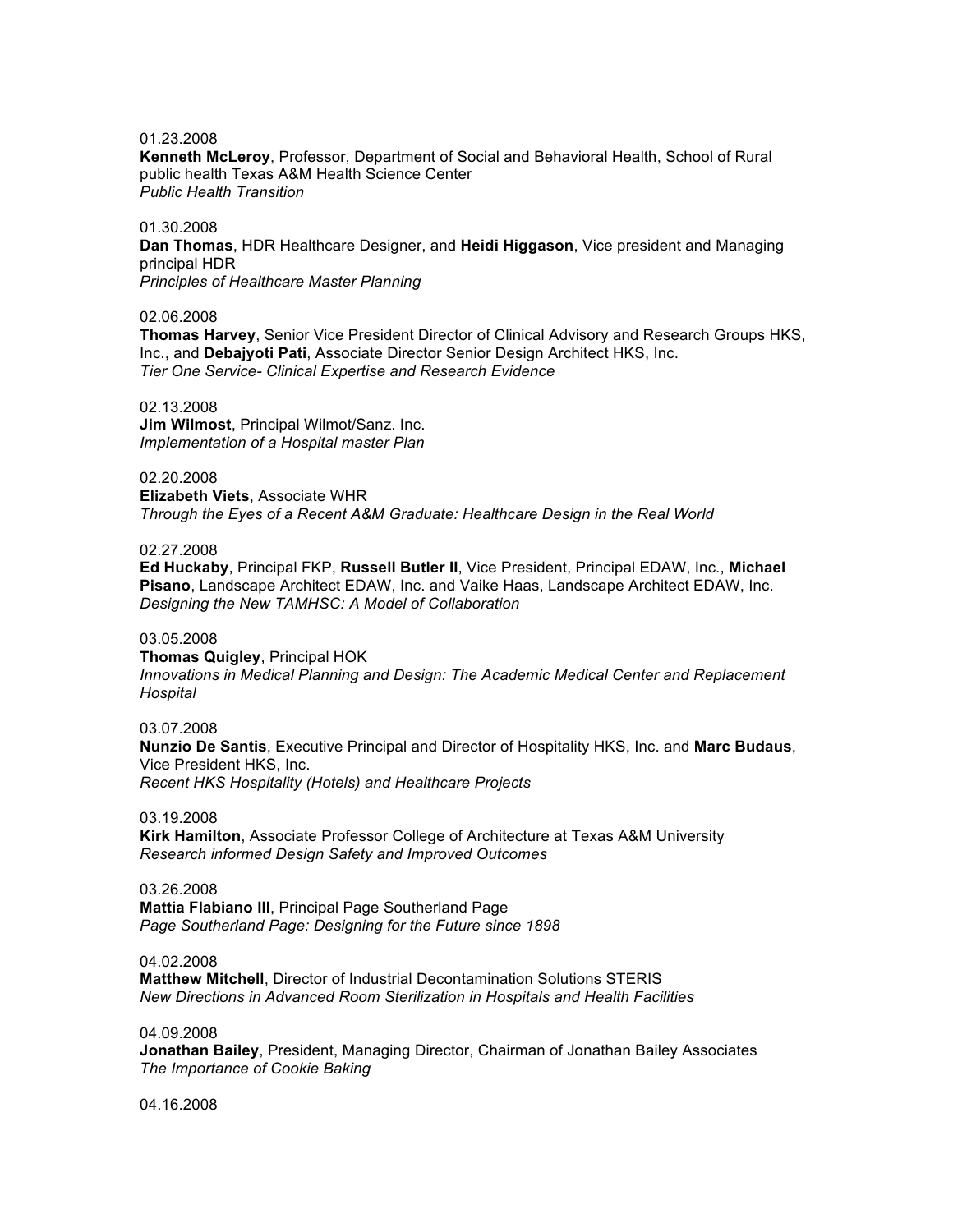01.23.2008
**Kenneth McLeroy**, Professor, Department of Social and Behavioral Health, School of Rural public health Texas A&M Health Science Center
*Public Health Transition*

01.30.2008
**Dan Thomas**, HDR Healthcare Designer, and **Heidi Higgason**, Vice president and Managing principal HDR
*Principles of Healthcare Master Planning*

02.06.2008
**Thomas Harvey**, Senior Vice President Director of Clinical Advisory and Research Groups HKS, Inc., and **Debajyoti Pati**, Associate Director Senior Design Architect HKS, Inc.
*Tier One Service- Clinical Expertise and Research Evidence*

02.13.2008
**Jim Wilmost**, Principal Wilmot/Sanz. Inc.
*Implementation of a Hospital master Plan*

02.20.2008
**Elizabeth Viets**, Associate WHR
*Through the Eyes of a Recent A&M Graduate: Healthcare Design in the Real World*

02.27.2008
**Ed Huckaby**, Principal FKP, **Russell Butler II**, Vice President, Principal EDAW, Inc., **Michael Pisano**, Landscape Architect EDAW, Inc. and Vaike Haas, Landscape Architect EDAW, Inc.
*Designing the New TAMHSC: A Model of Collaboration*

03.05.2008
**Thomas Quigley**, Principal HOK
*Innovations in Medical Planning and Design: The Academic Medical Center and Replacement Hospital*

03.07.2008
**Nunzio De Santis**, Executive Principal and Director of Hospitality HKS, Inc. and **Marc Budaus**, Vice President HKS, Inc.
*Recent HKS Hospitality (Hotels) and Healthcare Projects*

03.19.2008
**Kirk Hamilton**, Associate Professor College of Architecture at Texas A&M University
*Research informed Design Safety and Improved Outcomes*

03.26.2008
**Mattia Flabiano III**, Principal Page Southerland Page
*Page Southerland Page: Designing for the Future since 1898*

04.02.2008
**Matthew Mitchell**, Director of Industrial Decontamination Solutions STERIS
*New Directions in Advanced Room Sterilization in Hospitals and Health Facilities*

04.09.2008
**Jonathan Bailey**, President, Managing Director, Chairman of Jonathan Bailey Associates
*The Importance of Cookie Baking*

04.16.2008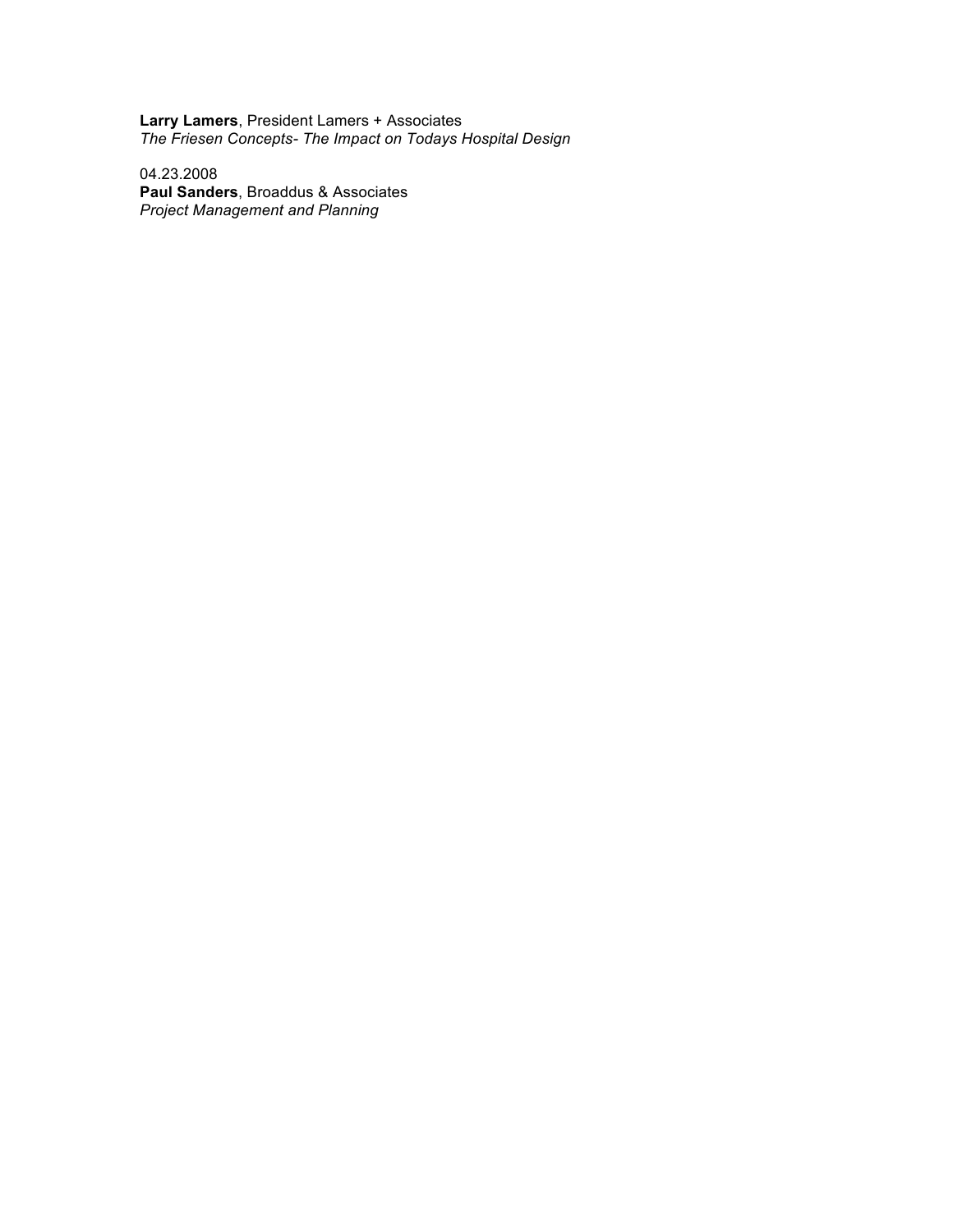**Larry Lamers**, President Lamers + Associates
*The Friesen Concepts- The Impact on Todays Hospital Design*

04.23.2008
**Paul Sanders**, Broaddus & Associates
*Project Management and Planning*